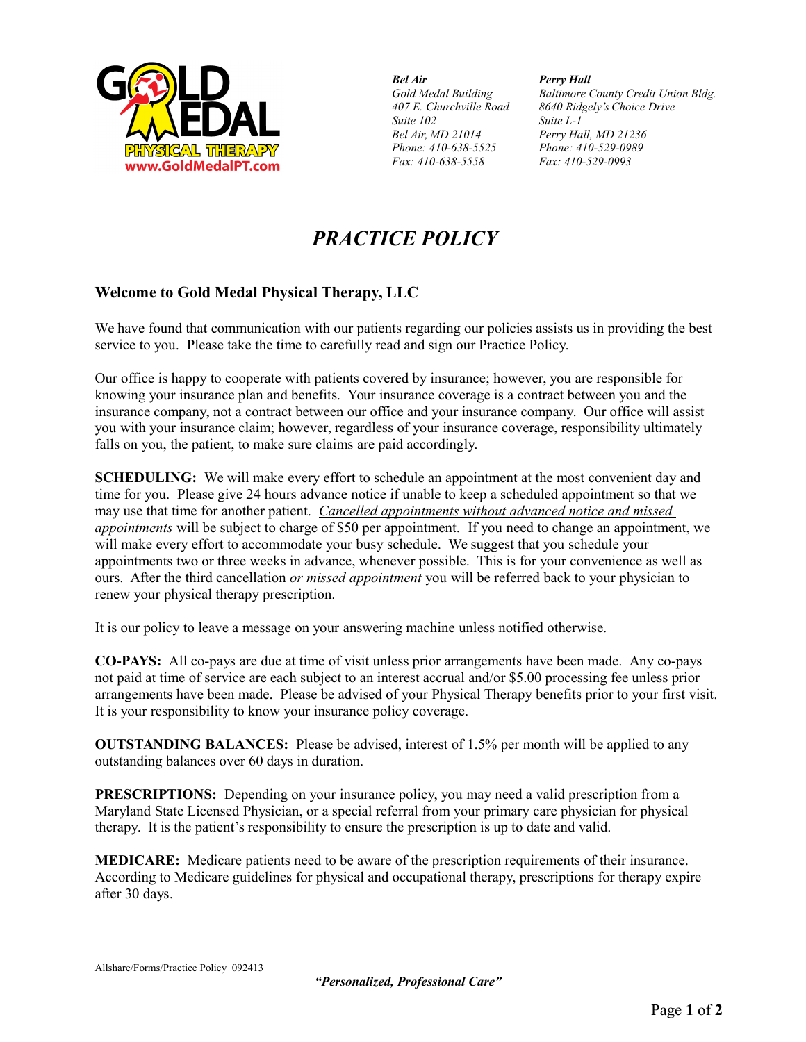**Bel Air**
*Gold Medal Building*
*407 E. Churchville Road*
*Suite 102*
*Bel Air, MD 21014*
*Phone: 410-638-5525*
*Fax: 410-638-5558*

**Perry Hall**
*Baltimore County Credit Union Bldg.*
*8640 Ridgely's Choice Drive*
*Suite L-1*
*Perry Hall, MD 21236*
*Phone: 410-529-0989*
*Fax: 410-529-0993*

# *PRACTICE POLICY*

## Welcome to Gold Medal Physical Therapy, LLC

We have found that communication with our patients regarding our policies assists us in providing the best service to you. Please take the time to carefully read and sign our Practice Policy.

Our office is happy to cooperate with patients covered by insurance; however, you are responsible for knowing your insurance plan and benefits. Your insurance coverage is a contract between you and the insurance company, not a contract between our office and your insurance company. Our office will assist you with your insurance claim; however, regardless of your insurance coverage, responsibility ultimately falls on you, the patient, to make sure claims are paid accordingly.

**SCHEDULING:** We will make every effort to schedule an appointment at the most convenient day and time for you. Please give 24 hours advance notice if unable to keep a scheduled appointment so that we may use that time for another patient. *Cancelled appointments without advanced notice and missed appointments* will be subject to charge of $50 per appointment. If you need to change an appointment, we will make every effort to accommodate your busy schedule. We suggest that you schedule your appointments two or three weeks in advance, whenever possible. This is for your convenience as well as ours. After the third cancellation *or missed appointment* you will be referred back to your physician to renew your physical therapy prescription.

It is our policy to leave a message on your answering machine unless notified otherwise.

**CO-PAYS:** All co-pays are due at time of visit unless prior arrangements have been made. Any co-pays not paid at time of service are each subject to an interest accrual and/or $5.00 processing fee unless prior arrangements have been made. Please be advised of your Physical Therapy benefits prior to your first visit. It is your responsibility to know your insurance policy coverage.

**OUTSTANDING BALANCES:** Please be advised, interest of 1.5% per month will be applied to any outstanding balances over 60 days in duration.

**PRESCRIPTIONS:** Depending on your insurance policy, you may need a valid prescription from a Maryland State Licensed Physician, or a special referral from your primary care physician for physical therapy. It is the patient's responsibility to ensure the prescription is up to date and valid.

**MEDICARE:** Medicare patients need to be aware of the prescription requirements of their insurance. According to Medicare guidelines for physical and occupational therapy, prescriptions for therapy expire after 30 days.

Allshare/Forms/Practice Policy 092413

***"Personalized, Professional Care"***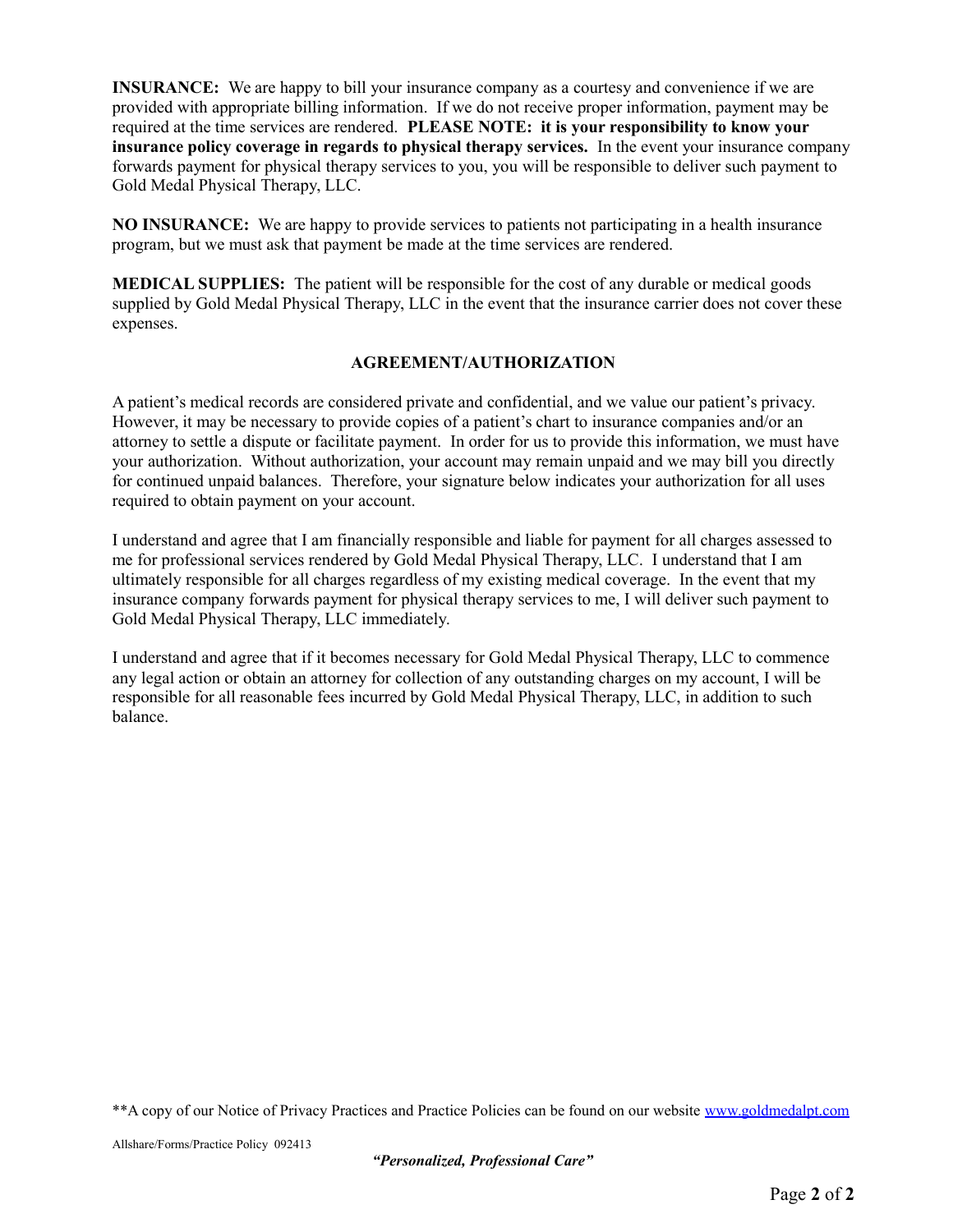**INSURANCE:** We are happy to bill your insurance company as a courtesy and convenience if we are provided with appropriate billing information. If we do not receive proper information, payment may be required at the time services are rendered. **PLEASE NOTE: it is your responsibility to know your insurance policy coverage in regards to physical therapy services.** In the event your insurance company forwards payment for physical therapy services to you, you will be responsible to deliver such payment to Gold Medal Physical Therapy, LLC.

**NO INSURANCE:** We are happy to provide services to patients not participating in a health insurance program, but we must ask that payment be made at the time services are rendered.

**MEDICAL SUPPLIES:** The patient will be responsible for the cost of any durable or medical goods supplied by Gold Medal Physical Therapy, LLC in the event that the insurance carrier does not cover these expenses.

## AGREEMENT/AUTHORIZATION

A patient's medical records are considered private and confidential, and we value our patient's privacy. However, it may be necessary to provide copies of a patient's chart to insurance companies and/or an attorney to settle a dispute or facilitate payment. In order for us to provide this information, we must have your authorization. Without authorization, your account may remain unpaid and we may bill you directly for continued unpaid balances. Therefore, your signature below indicates your authorization for all uses required to obtain payment on your account.

I understand and agree that I am financially responsible and liable for payment for all charges assessed to me for professional services rendered by Gold Medal Physical Therapy, LLC. I understand that I am ultimately responsible for all charges regardless of my existing medical coverage. In the event that my insurance company forwards payment for physical therapy services to me, I will deliver such payment to Gold Medal Physical Therapy, LLC immediately.

I understand and agree that if it becomes necessary for Gold Medal Physical Therapy, LLC to commence any legal action or obtain an attorney for collection of any outstanding charges on my account, I will be responsible for all reasonable fees incurred by Gold Medal Physical Therapy, LLC, in addition to such balance.

**A copy of our Notice of Privacy Practices and Practice Policies can be found on our website www.goldmedalpt.com

Allshare/Forms/Practice Policy 092413

***"Personalized, Professional Care"***